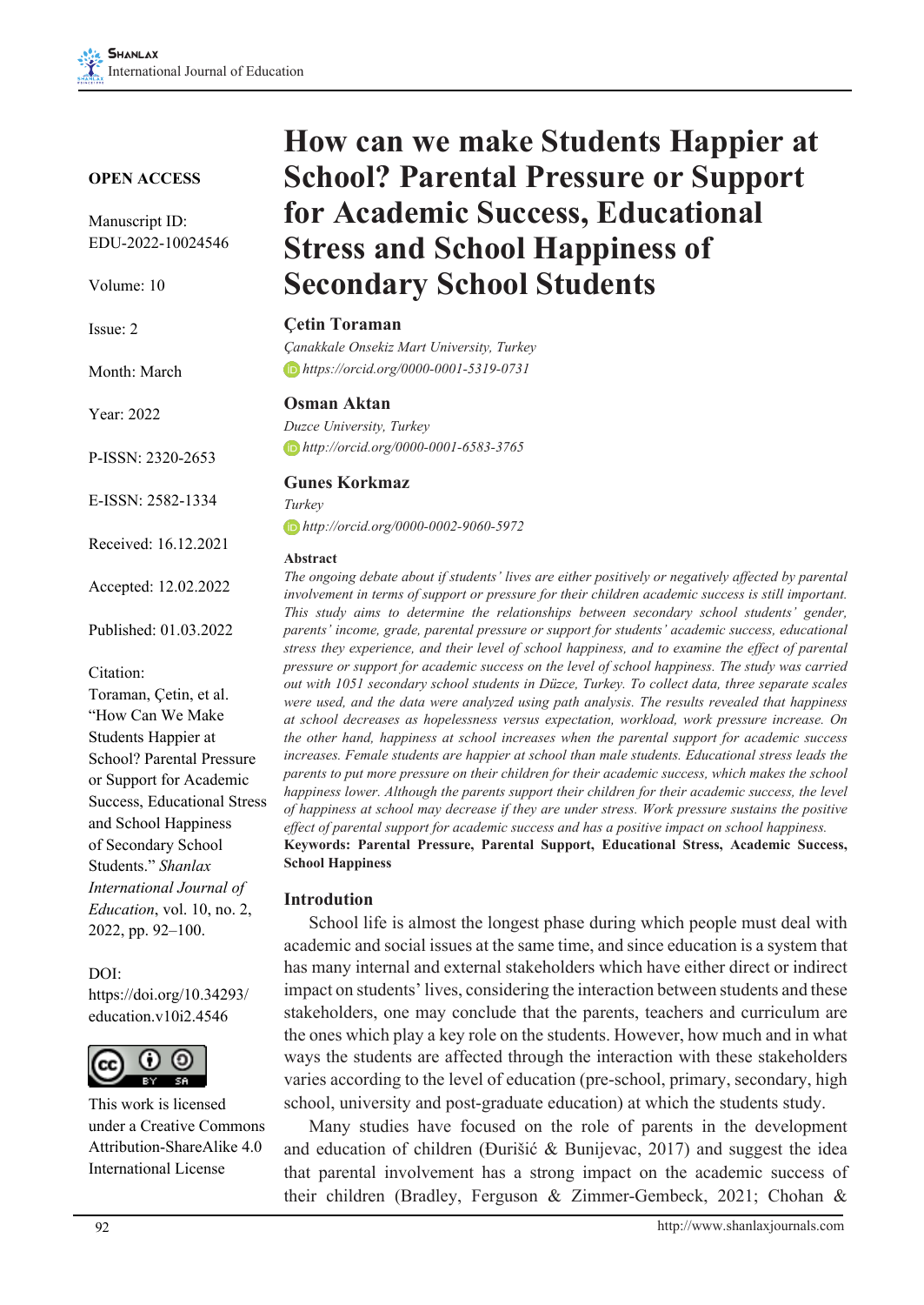**OPEN ACCESS**

Manuscript ID: EDU-2022-10024546

Volume: 10

Issue: 2

Month: March

Year: 2022

P-ISSN: 2320-2653

E-ISSN: 2582-1334

Received: 16.12.2021

Accepted: 12.02.2022

Published: 01.03.2022

Citation:
Toraman, Çetin, et al. "How Can We Make Students Happier at School? Parental Pressure or Support for Academic Success, Educational Stress and School Happiness of Secondary School Students." *Shanlax International Journal of Education*, vol. 10, no. 2, 2022, pp. 92–100.

DOI:
https://doi.org/10.34293/education.v10i2.4546

This work is licensed under a Creative Commons Attribution-ShareAlike 4.0 International License

# How can we make Students Happier at School? Parental Pressure or Support for Academic Success, Educational Stress and School Happiness of Secondary School Students

**Çetin Toraman**
*Çanakkale Onsekiz Mart University, Turkey*
*https://orcid.org/0000-0001-5319-0731*

**Osman Aktan**
*Duzce University, Turkey*
*http://orcid.org/0000-0001-6583-3765*

**Gunes Korkmaz**
*Turkey*
*http://orcid.org/0000-0002-9060-5972*

### Abstract

*The ongoing debate about if students' lives are either positively or negatively affected by parental involvement in terms of support or pressure for their children academic success is still important. This study aims to determine the relationships between secondary school students' gender, parents' income, grade, parental pressure or support for students' academic success, educational stress they experience, and their level of school happiness, and to examine the effect of parental pressure or support for academic success on the level of school happiness. The study was carried out with 1051 secondary school students in Düzce, Turkey. To collect data, three separate scales were used, and the data were analyzed using path analysis. The results revealed that happiness at school decreases as hopelessness versus expectation, workload, work pressure increase. On the other hand, happiness at school increases when the parental support for academic success increases. Female students are happier at school than male students. Educational stress leads the parents to put more pressure on their children for their academic success, which makes the school happiness lower. Although the parents support their children for their academic success, the level of happiness at school may decrease if they are under stress. Work pressure sustains the positive effect of parental support for academic success and has a positive impact on school happiness.*

**Keywords: Parental Pressure, Parental Support, Educational Stress, Academic Success, School Happiness**

## Introdution

School life is almost the longest phase during which people must deal with academic and social issues at the same time, and since education is a system that has many internal and external stakeholders which have either direct or indirect impact on students' lives, considering the interaction between students and these stakeholders, one may conclude that the parents, teachers and curriculum are the ones which play a key role on the students. However, how much and in what ways the students are affected through the interaction with these stakeholders varies according to the level of education (pre-school, primary, secondary, high school, university and post-graduate education) at which the students study.

Many studies have focused on the role of parents in the development and education of children (Đurišić & Bunijevac, 2017) and suggest the idea that parental involvement has a strong impact on the academic success of their children (Bradley, Ferguson & Zimmer-Gembeck, 2021; Chohan &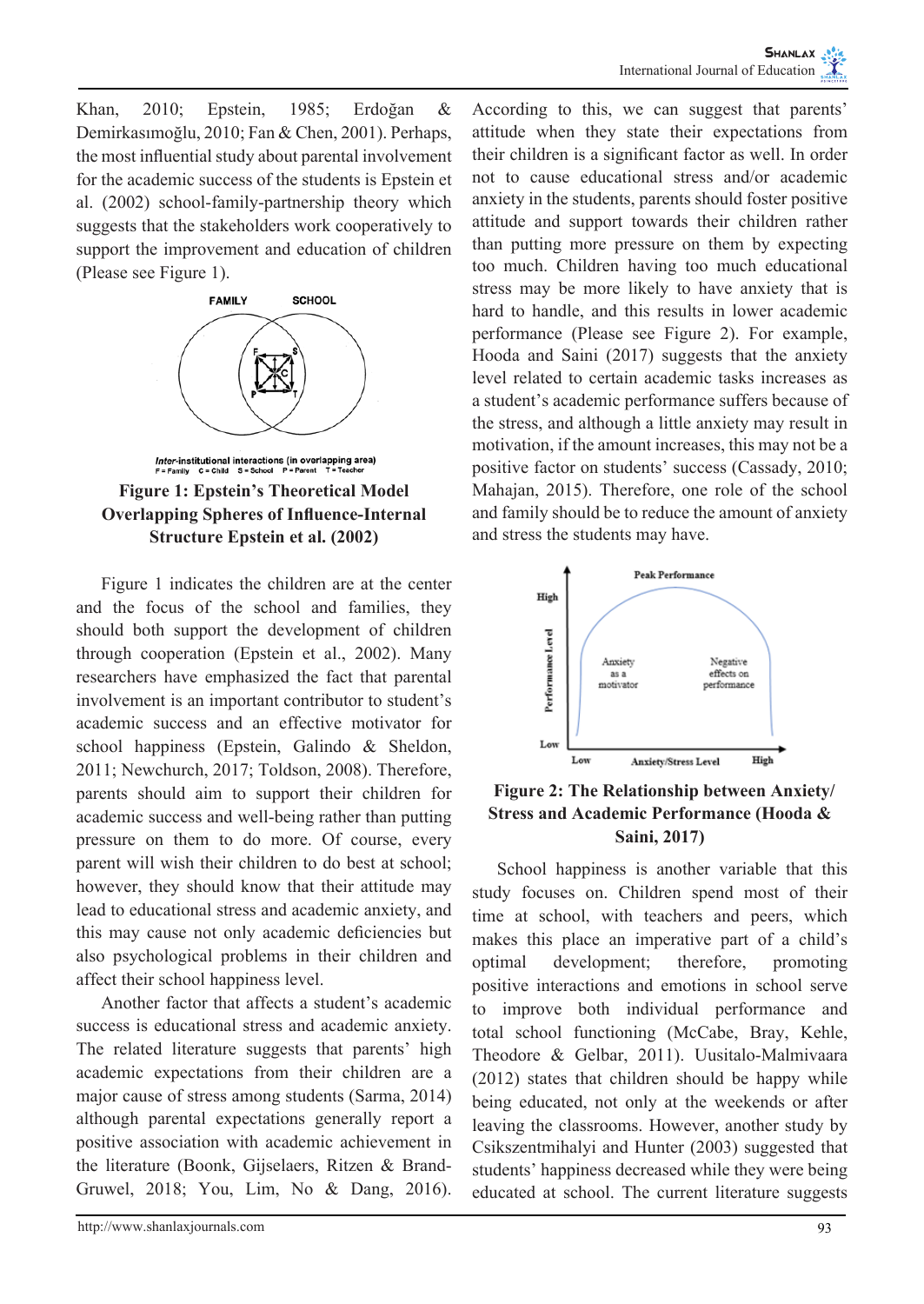Khan, 2010; Epstein, 1985; Erdoğan & Demirkasımoğlu, 2010; Fan & Chen, 2001). Perhaps, the most influential study about parental involvement for the academic success of the students is Epstein et al. (2002) school-family-partnership theory which suggests that the stakeholders work cooperatively to support the improvement and education of children (Please see Figure 1).

FAMILY SCHOOL

*Inter*-institutional interactions (in overlapping area)
F = Family C = Child S = School P = Parent T = Teacher

**Figure 1: Epstein's Theoretical Model Overlapping Spheres of Influence-Internal Structure Epstein et al. (2002)**

Figure 1 indicates the children are at the center and the focus of the school and families, they should both support the development of children through cooperation (Epstein et al., 2002). Many researchers have emphasized the fact that parental involvement is an important contributor to student's academic success and an effective motivator for school happiness (Epstein, Galindo & Sheldon, 2011; Newchurch, 2017; Toldson, 2008). Therefore, parents should aim to support their children for academic success and well-being rather than putting pressure on them to do more. Of course, every parent will wish their children to do best at school; however, they should know that their attitude may lead to educational stress and academic anxiety, and this may cause not only academic deficiencies but also psychological problems in their children and affect their school happiness level.

Another factor that affects a student's academic success is educational stress and academic anxiety. The related literature suggests that parents' high academic expectations from their children are a major cause of stress among students (Sarma, 2014) although parental expectations generally report a positive association with academic achievement in the literature (Boonk, Gijselaers, Ritzen & Brand-Gruwel, 2018; You, Lim, No & Dang, 2016). According to this, we can suggest that parents' attitude when they state their expectations from their children is a significant factor as well. In order not to cause educational stress and/or academic anxiety in the students, parents should foster positive attitude and support towards their children rather than putting more pressure on them by expecting too much. Children having too much educational stress may be more likely to have anxiety that is hard to handle, and this results in lower academic performance (Please see Figure 2). For example, Hooda and Saini (2017) suggests that the anxiety level related to certain academic tasks increases as a student's academic performance suffers because of the stress, and although a little anxiety may result in motivation, if the amount increases, this may not be a positive factor on students' success (Cassady, 2010; Mahajan, 2015). Therefore, one role of the school and family should be to reduce the amount of anxiety and stress the students may have.

Peak Performance

High / Low — Performance Level

Anxiety as a motivator | Negative effects on performance

Low — Anxiety/Stress Level — High

**Figure 2: The Relationship between Anxiety/Stress and Academic Performance (Hooda & Saini, 2017)**

School happiness is another variable that this study focuses on. Children spend most of their time at school, with teachers and peers, which makes this place an imperative part of a child's optimal development; therefore, promoting positive interactions and emotions in school serve to improve both individual performance and total school functioning (McCabe, Bray, Kehle, Theodore & Gelbar, 2011). Uusitalo-Malmivaara (2012) states that children should be happy while being educated, not only at the weekends or after leaving the classrooms. However, another study by Csikszentmihalyi and Hunter (2003) suggested that students' happiness decreased while they were being educated at school. The current literature suggests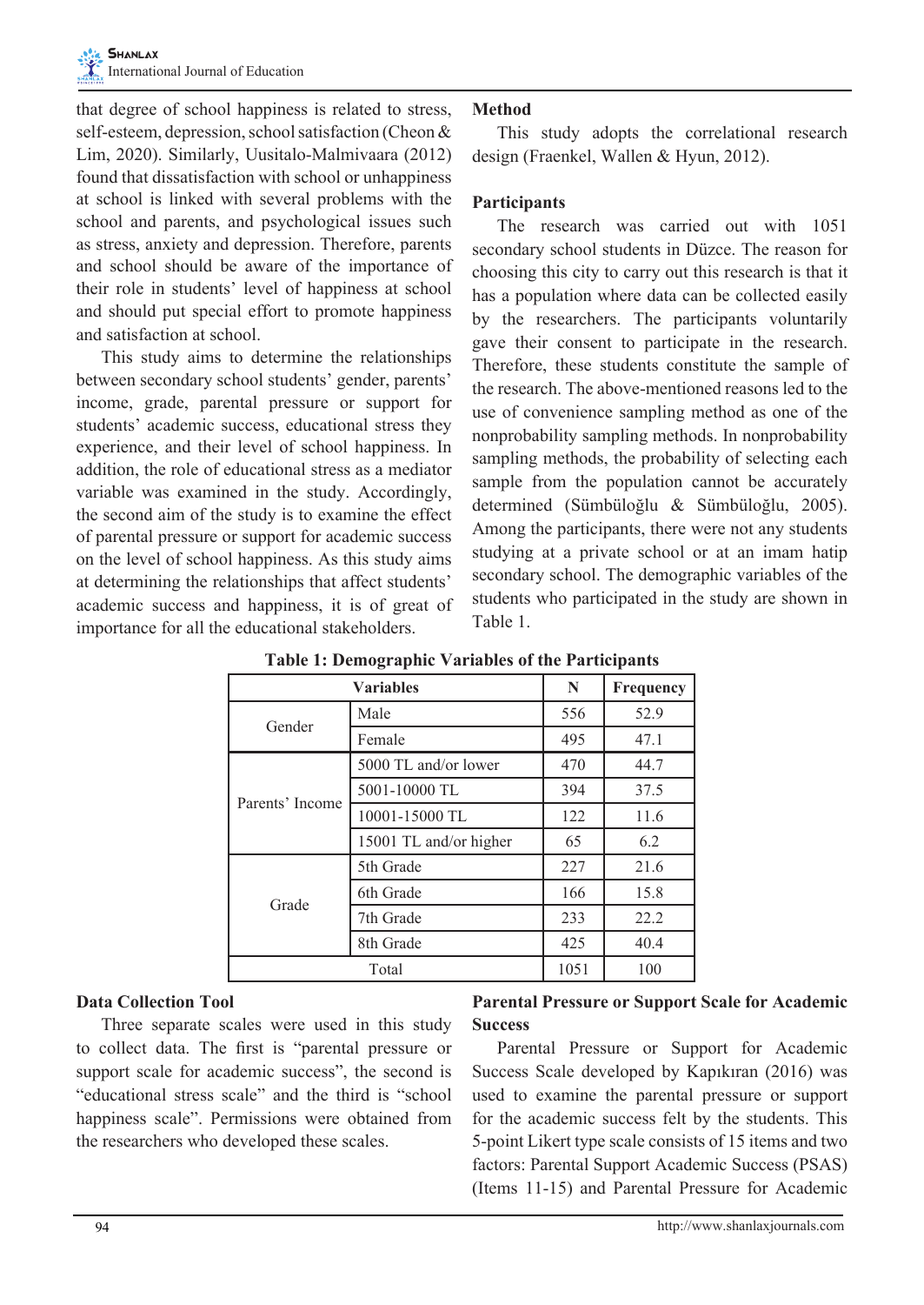that degree of school happiness is related to stress, self-esteem, depression, school satisfaction (Cheon & Lim, 2020). Similarly, Uusitalo-Malmivaara (2012) found that dissatisfaction with school or unhappiness at school is linked with several problems with the school and parents, and psychological issues such as stress, anxiety and depression. Therefore, parents and school should be aware of the importance of their role in students' level of happiness at school and should put special effort to promote happiness and satisfaction at school.

This study aims to determine the relationships between secondary school students' gender, parents' income, grade, parental pressure or support for students' academic success, educational stress they experience, and their level of school happiness. In addition, the role of educational stress as a mediator variable was examined in the study. Accordingly, the second aim of the study is to examine the effect of parental pressure or support for academic success on the level of school happiness. As this study aims at determining the relationships that affect students' academic success and happiness, it is of great of importance for all the educational stakeholders.

## Method

This study adopts the correlational research design (Fraenkel, Wallen & Hyun, 2012).

### Participants

The research was carried out with 1051 secondary school students in Düzce. The reason for choosing this city to carry out this research is that it has a population where data can be collected easily by the researchers. The participants voluntarily gave their consent to participate in the research. Therefore, these students constitute the sample of the research. The above-mentioned reasons led to the use of convenience sampling method as one of the nonprobability sampling methods. In nonprobability sampling methods, the probability of selecting each sample from the population cannot be accurately determined (Sümbüloğlu & Sümbüloğlu, 2005). Among the participants, there were not any students studying at a private school or at an imam hatip secondary school. The demographic variables of the students who participated in the study are shown in Table 1.

**Table 1: Demographic Variables of the Participants**

| Variables | | N | Frequency |
|---|---|---|---|
| Gender | Male | 556 | 52.9 |
| | Female | 495 | 47.1 |
| Parents' Income | 5000 TL and/or lower | 470 | 44.7 |
| | 5001-10000 TL | 394 | 37.5 |
| | 10001-15000 TL | 122 | 11.6 |
| | 15001 TL and/or higher | 65 | 6.2 |
| Grade | 5th Grade | 227 | 21.6 |
| | 6th Grade | 166 | 15.8 |
| | 7th Grade | 233 | 22.2 |
| | 8th Grade | 425 | 40.4 |
| Total | | 1051 | 100 |

### Data Collection Tool

Three separate scales were used in this study to collect data. The first is "parental pressure or support scale for academic success", the second is "educational stress scale" and the third is "school happiness scale". Permissions were obtained from the researchers who developed these scales.

### Parental Pressure or Support Scale for Academic Success

Parental Pressure or Support for Academic Success Scale developed by Kapıkıran (2016) was used to examine the parental pressure or support for the academic success felt by the students. This 5-point Likert type scale consists of 15 items and two factors: Parental Support Academic Success (PSAS) (Items 11-15) and Parental Pressure for Academic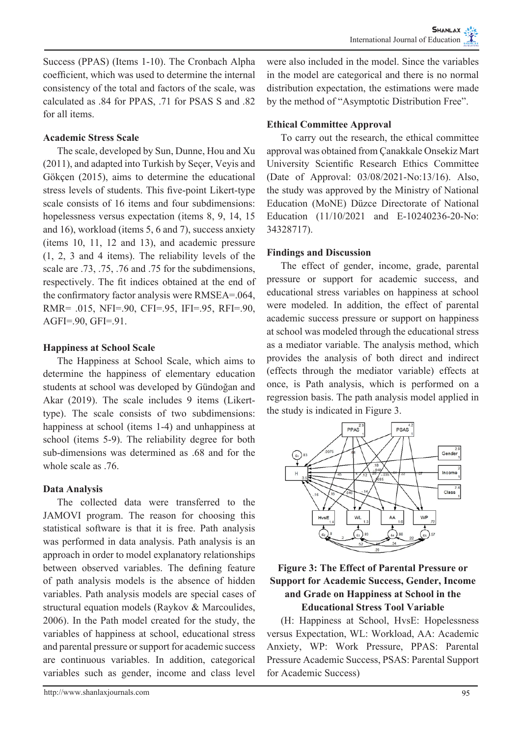Success (PPAS) (Items 1-10). The Cronbach Alpha coefficient, which was used to determine the internal consistency of the total and factors of the scale, was calculated as .84 for PPAS, .71 for PSAS S and .82 for all items.

### Academic Stress Scale

The scale, developed by Sun, Dunne, Hou and Xu (2011), and adapted into Turkish by Seçer, Veyis and Gökçen (2015), aims to determine the educational stress levels of students. This five-point Likert-type scale consists of 16 items and four subdimensions: hopelessness versus expectation (items 8, 9, 14, 15 and 16), workload (items 5, 6 and 7), success anxiety (items 10, 11, 12 and 13), and academic pressure (1, 2, 3 and 4 items). The reliability levels of the scale are .73, .75, .76 and .75 for the subdimensions, respectively. The fit indices obtained at the end of the confirmatory factor analysis were RMSEA=.064, RMR= .015, NFI=.90, CFI=.95, IFI=.95, RFI=.90, AGFI=.90, GFI=.91.

### Happiness at School Scale

The Happiness at School Scale, which aims to determine the happiness of elementary education students at school was developed by Gündoğan and Akar (2019). The scale includes 9 items (Likert-type). The scale consists of two subdimensions: happiness at school (items 1-4) and unhappiness at school (items 5-9). The reliability degree for both sub-dimensions was determined as .68 and for the whole scale as .76.

### Data Analysis

The collected data were transferred to the JAMOVI program. The reason for choosing this statistical software is that it is free. Path analysis was performed in data analysis. Path analysis is an approach in order to model explanatory relationships between observed variables. The defining feature of path analysis models is the absence of hidden variables. Path analysis models are special cases of structural equation models (Raykov & Marcoulides, 2006). In the Path model created for the study, the variables of happiness at school, educational stress and parental pressure or support for academic success are continuous variables. In addition, categorical variables such as gender, income and class level were also included in the model. Since the variables in the model are categorical and there is no normal distribution expectation, the estimations were made by the method of "Asymptotic Distribution Free".

### Ethical Committee Approval

To carry out the research, the ethical committee approval was obtained from Çanakkale Onsekiz Mart University Scientific Research Ethics Committee (Date of Approval: 03/08/2021-No:13/16). Also, the study was approved by the Ministry of National Education (MoNE) Düzce Directorate of National Education (11/10/2021 and E-10240236-20-No: 34328717).

### Findings and Discussion

The effect of gender, income, grade, parental pressure or support for academic success, and educational stress variables on happiness at school were modeled. In addition, the effect of parental academic success pressure or support on happiness at school was modeled through the educational stress as a mediator variable. The analysis method, which provides the analysis of both direct and indirect (effects through the mediator variable) effects at once, is Path analysis, which is performed on a regression basis. The path analysis model applied in the study is indicated in Figure 3.

**Figure 3: The Effect of Parental Pressure or Support for Academic Success, Gender, Income and Grade on Happiness at School in the Educational Stress Tool Variable**

(H: Happiness at School, HvsE: Hopelessness versus Expectation, WL: Workload, AA: Academic Anxiety, WP: Work Pressure, PPAS: Parental Pressure Academic Success, PSAS: Parental Support for Academic Success)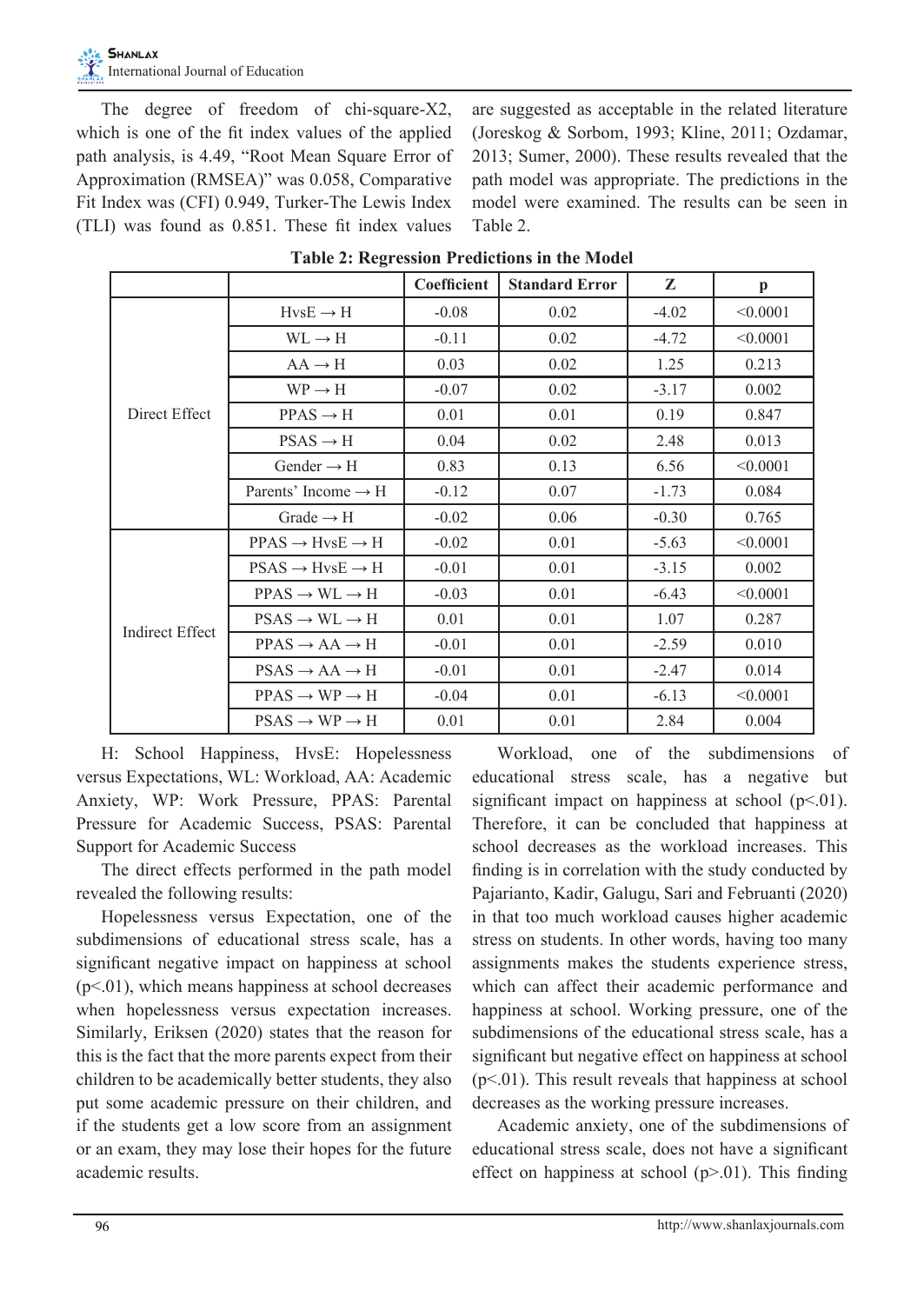The degree of freedom of chi-square-X2, which is one of the fit index values of the applied path analysis, is 4.49, "Root Mean Square Error of Approximation (RMSEA)" was 0.058, Comparative Fit Index was (CFI) 0.949, Turker-The Lewis Index (TLI) was found as 0.851. These fit index values are suggested as acceptable in the related literature (Joreskog & Sorbom, 1993; Kline, 2011; Ozdamar, 2013; Sumer, 2000). These results revealed that the path model was appropriate. The predictions in the model were examined. The results can be seen in Table 2.

**Table 2: Regression Predictions in the Model**

| | | Coefficient | Standard Error | Z | p |
|---|---|---|---|---|---|
| Direct Effect | HvsE → H | -0.08 | 0.02 | -4.02 | <0.0001 |
| | WL → H | -0.11 | 0.02 | -4.72 | <0.0001 |
| | AA → H | 0.03 | 0.02 | 1.25 | 0.213 |
| | WP → H | -0.07 | 0.02 | -3.17 | 0.002 |
| | PPAS → H | 0.01 | 0.01 | 0.19 | 0.847 |
| | PSAS → H | 0.04 | 0.02 | 2.48 | 0.013 |
| | Gender → H | 0.83 | 0.13 | 6.56 | <0.0001 |
| | Parents' Income → H | -0.12 | 0.07 | -1.73 | 0.084 |
| | Grade → H | -0.02 | 0.06 | -0.30 | 0.765 |
| Indirect Effect | PPAS → HvsE → H | -0.02 | 0.01 | -5.63 | <0.0001 |
| | PSAS → HvsE → H | -0.01 | 0.01 | -3.15 | 0.002 |
| | PPAS → WL → H | -0.03 | 0.01 | -6.43 | <0.0001 |
| | PSAS → WL → H | 0.01 | 0.01 | 1.07 | 0.287 |
| | PPAS → AA → H | -0.01 | 0.01 | -2.59 | 0.010 |
| | PSAS → AA → H | -0.01 | 0.01 | -2.47 | 0.014 |
| | PPAS → WP → H | -0.04 | 0.01 | -6.13 | <0.0001 |
| | PSAS → WP → H | 0.01 | 0.01 | 2.84 | 0.004 |

H: School Happiness, HvsE: Hopelessness versus Expectations, WL: Workload, AA: Academic Anxiety, WP: Work Pressure, PPAS: Parental Pressure for Academic Success, PSAS: Parental Support for Academic Success

The direct effects performed in the path model revealed the following results:

Hopelessness versus Expectation, one of the subdimensions of educational stress scale, has a significant negative impact on happiness at school ($p<.01$), which means happiness at school decreases when hopelessness versus expectation increases. Similarly, Eriksen (2020) states that the reason for this is the fact that the more parents expect from their children to be academically better students, they also put some academic pressure on their children, and if the students get a low score from an assignment or an exam, they may lose their hopes for the future academic results.

Workload, one of the subdimensions of educational stress scale, has a negative but significant impact on happiness at school ($p<.01$). Therefore, it can be concluded that happiness at school decreases as the workload increases. This finding is in correlation with the study conducted by Pajarianto, Kadir, Galugu, Sari and Februanti (2020) in that too much workload causes higher academic stress on students. In other words, having too many assignments makes the students experience stress, which can affect their academic performance and happiness at school. Working pressure, one of the subdimensions of the educational stress scale, has a significant but negative effect on happiness at school ($p<.01$). This result reveals that happiness at school decreases as the working pressure increases.

Academic anxiety, one of the subdimensions of educational stress scale, does not have a significant effect on happiness at school ($p>.01$). This finding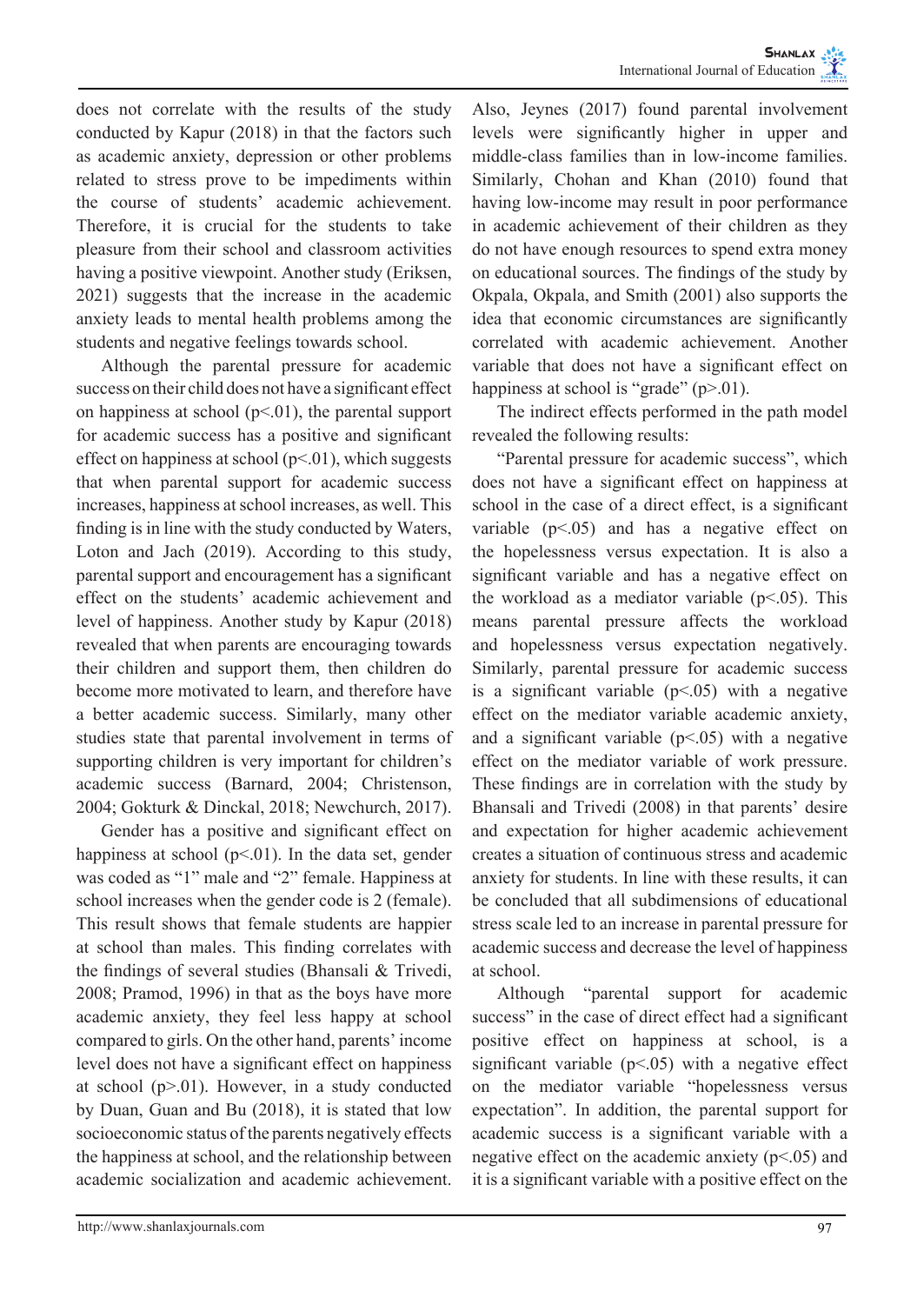does not correlate with the results of the study conducted by Kapur (2018) in that the factors such as academic anxiety, depression or other problems related to stress prove to be impediments within the course of students' academic achievement. Therefore, it is crucial for the students to take pleasure from their school and classroom activities having a positive viewpoint. Another study (Eriksen, 2021) suggests that the increase in the academic anxiety leads to mental health problems among the students and negative feelings towards school.

Although the parental pressure for academic success on their child does not have a significant effect on happiness at school ($p<.01$), the parental support for academic success has a positive and significant effect on happiness at school ($p<.01$), which suggests that when parental support for academic success increases, happiness at school increases, as well. This finding is in line with the study conducted by Waters, Loton and Jach (2019). According to this study, parental support and encouragement has a significant effect on the students' academic achievement and level of happiness. Another study by Kapur (2018) revealed that when parents are encouraging towards their children and support them, then children do become more motivated to learn, and therefore have a better academic success. Similarly, many other studies state that parental involvement in terms of supporting children is very important for children's academic success (Barnard, 2004; Christenson, 2004; Gokturk & Dinckal, 2018; Newchurch, 2017).

Gender has a positive and significant effect on happiness at school ($p<.01$). In the data set, gender was coded as "1" male and "2" female. Happiness at school increases when the gender code is 2 (female). This result shows that female students are happier at school than males. This finding correlates with the findings of several studies (Bhansali & Trivedi, 2008; Pramod, 1996) in that as the boys have more academic anxiety, they feel less happy at school compared to girls. On the other hand, parents' income level does not have a significant effect on happiness at school ($p>.01$). However, in a study conducted by Duan, Guan and Bu (2018), it is stated that low socioeconomic status of the parents negatively effects the happiness at school, and the relationship between academic socialization and academic achievement. Also, Jeynes (2017) found parental involvement levels were significantly higher in upper and middle-class families than in low-income families. Similarly, Chohan and Khan (2010) found that having low-income may result in poor performance in academic achievement of their children as they do not have enough resources to spend extra money on educational sources. The findings of the study by Okpala, Okpala, and Smith (2001) also supports the idea that economic circumstances are significantly correlated with academic achievement. Another variable that does not have a significant effect on happiness at school is "grade" ($p>.01$).

The indirect effects performed in the path model revealed the following results:

"Parental pressure for academic success", which does not have a significant effect on happiness at school in the case of a direct effect, is a significant variable ($p<.05$) and has a negative effect on the hopelessness versus expectation. It is also a significant variable and has a negative effect on the workload as a mediator variable ($p<.05$). This means parental pressure affects the workload and hopelessness versus expectation negatively. Similarly, parental pressure for academic success is a significant variable ($p<.05$) with a negative effect on the mediator variable academic anxiety, and a significant variable ($p<.05$) with a negative effect on the mediator variable of work pressure. These findings are in correlation with the study by Bhansali and Trivedi (2008) in that parents' desire and expectation for higher academic achievement creates a situation of continuous stress and academic anxiety for students. In line with these results, it can be concluded that all subdimensions of educational stress scale led to an increase in parental pressure for academic success and decrease the level of happiness at school.

Although "parental support for academic success" in the case of direct effect had a significant positive effect on happiness at school, is a significant variable ($p<.05$) with a negative effect on the mediator variable "hopelessness versus expectation". In addition, the parental support for academic success is a significant variable with a negative effect on the academic anxiety ($p<.05$) and it is a significant variable with a positive effect on the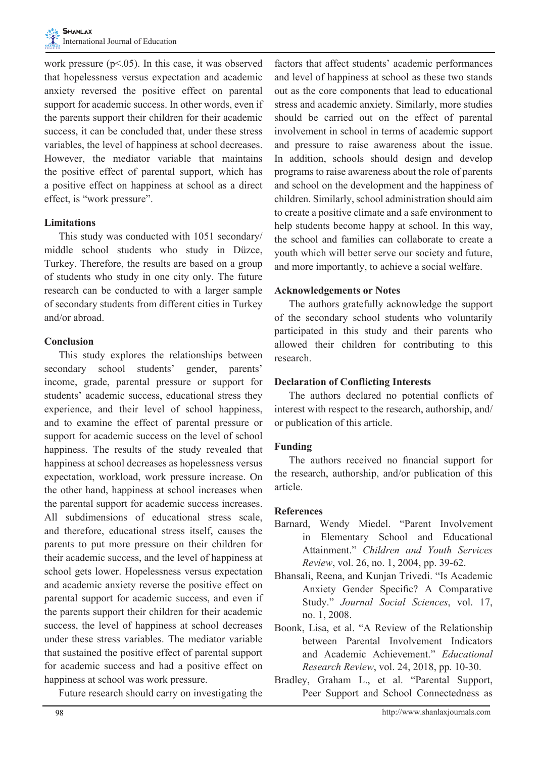work pressure ($p<.05$). In this case, it was observed that hopelessness versus expectation and academic anxiety reversed the positive effect on parental support for academic success. In other words, even if the parents support their children for their academic success, it can be concluded that, under these stress variables, the level of happiness at school decreases. However, the mediator variable that maintains the positive effect of parental support, which has a positive effect on happiness at school as a direct effect, is "work pressure".

**Limitations**

This study was conducted with 1051 secondary/middle school students who study in Düzce, Turkey. Therefore, the results are based on a group of students who study in one city only. The future research can be conducted to with a larger sample of secondary students from different cities in Turkey and/or abroad.

**Conclusion**

This study explores the relationships between secondary school students' gender, parents' income, grade, parental pressure or support for students' academic success, educational stress they experience, and their level of school happiness, and to examine the effect of parental pressure or support for academic success on the level of school happiness. The results of the study revealed that happiness at school decreases as hopelessness versus expectation, workload, work pressure increase. On the other hand, happiness at school increases when the parental support for academic success increases. All subdimensions of educational stress scale, and therefore, educational stress itself, causes the parents to put more pressure on their children for their academic success, and the level of happiness at school gets lower. Hopelessness versus expectation and academic anxiety reverse the positive effect on parental support for academic success, and even if the parents support their children for their academic success, the level of happiness at school decreases under these stress variables. The mediator variable that sustained the positive effect of parental support for academic success and had a positive effect on happiness at school was work pressure.

Future research should carry on investigating the factors that affect students' academic performances and level of happiness at school as these two stands out as the core components that lead to educational stress and academic anxiety. Similarly, more studies should be carried out on the effect of parental involvement in school in terms of academic support and pressure to raise awareness about the issue. In addition, schools should design and develop programs to raise awareness about the role of parents and school on the development and the happiness of children. Similarly, school administration should aim to create a positive climate and a safe environment to help students become happy at school. In this way, the school and families can collaborate to create a youth which will better serve our society and future, and more importantly, to achieve a social welfare.

**Acknowledgements or Notes**

The authors gratefully acknowledge the support of the secondary school students who voluntarily participated in this study and their parents who allowed their children for contributing to this research.

**Declaration of Conflicting Interests**

The authors declared no potential conflicts of interest with respect to the research, authorship, and/or publication of this article.

**Funding**

The authors received no financial support for the research, authorship, and/or publication of this article.

**References**

Barnard, Wendy Miedel. "Parent Involvement in Elementary School and Educational Attainment." *Children and Youth Services Review*, vol. 26, no. 1, 2004, pp. 39-62.

Bhansali, Reena, and Kunjan Trivedi. "Is Academic Anxiety Gender Specific? A Comparative Study." *Journal Social Sciences*, vol. 17, no. 1, 2008.

Boonk, Lisa, et al. "A Review of the Relationship between Parental Involvement Indicators and Academic Achievement." *Educational Research Review*, vol. 24, 2018, pp. 10-30.

Bradley, Graham L., et al. "Parental Support, Peer Support and School Connectedness as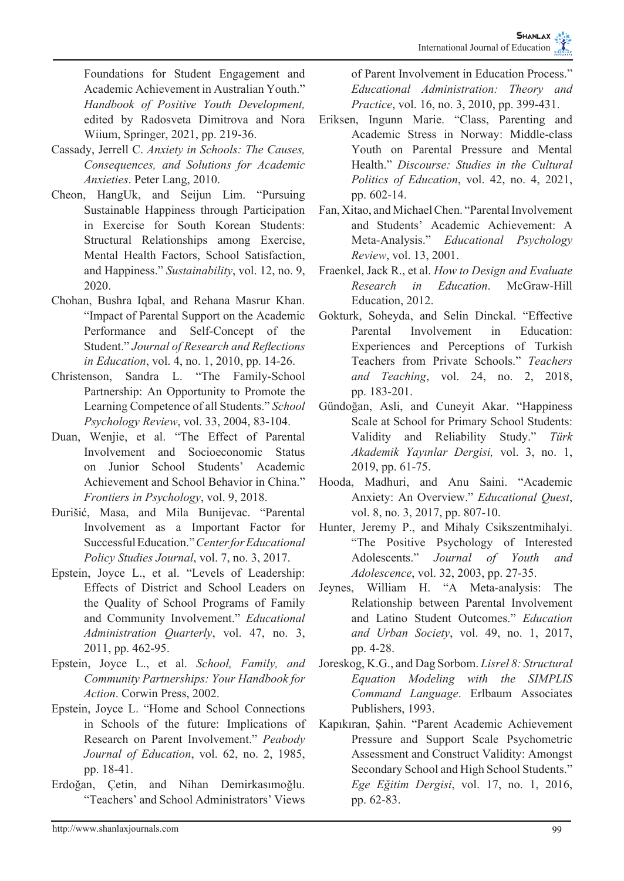Foundations for Student Engagement and Academic Achievement in Australian Youth." *Handbook of Positive Youth Development,* edited by Radosveta Dimitrova and Nora Wiium, Springer, 2021, pp. 219-36.

Cassady, Jerrell C. *Anxiety in Schools: The Causes, Consequences, and Solutions for Academic Anxieties*. Peter Lang, 2010.

Cheon, HangUk, and Seijun Lim. "Pursuing Sustainable Happiness through Participation in Exercise for South Korean Students: Structural Relationships among Exercise, Mental Health Factors, School Satisfaction, and Happiness." *Sustainability*, vol. 12, no. 9, 2020.

Chohan, Bushra Iqbal, and Rehana Masrur Khan. "Impact of Parental Support on the Academic Performance and Self-Concept of the Student." *Journal of Research and Reflections in Education*, vol. 4, no. 1, 2010, pp. 14-26.

Christenson, Sandra L. "The Family-School Partnership: An Opportunity to Promote the Learning Competence of all Students." *School Psychology Review*, vol. 33, 2004, 83-104.

Duan, Wenjie, et al. "The Effect of Parental Involvement and Socioeconomic Status on Junior School Students' Academic Achievement and School Behavior in China." *Frontiers in Psychology*, vol. 9, 2018.

Đurišić, Masa, and Mila Bunijevac. "Parental Involvement as a Important Factor for Successful Education." *Center for Educational Policy Studies Journal*, vol. 7, no. 3, 2017.

Epstein, Joyce L., et al. "Levels of Leadership: Effects of District and School Leaders on the Quality of School Programs of Family and Community Involvement." *Educational Administration Quarterly*, vol. 47, no. 3, 2011, pp. 462-95.

Epstein, Joyce L., et al. *School, Family, and Community Partnerships: Your Handbook for Action*. Corwin Press, 2002.

Epstein, Joyce L. "Home and School Connections in Schools of the future: Implications of Research on Parent Involvement." *Peabody Journal of Education*, vol. 62, no. 2, 1985, pp. 18-41.

Erdoğan, Çetin, and Nihan Demirkasımoğlu. "Teachers' and School Administrators' Views of Parent Involvement in Education Process." *Educational Administration: Theory and Practice*, vol. 16, no. 3, 2010, pp. 399-431.

Eriksen, Ingunn Marie. "Class, Parenting and Academic Stress in Norway: Middle-class Youth on Parental Pressure and Mental Health." *Discourse: Studies in the Cultural Politics of Education*, vol. 42, no. 4, 2021, pp. 602-14.

Fan, Xitao, and Michael Chen. "Parental Involvement and Students' Academic Achievement: A Meta-Analysis." *Educational Psychology Review*, vol. 13, 2001.

Fraenkel, Jack R., et al. *How to Design and Evaluate Research in Education*. McGraw-Hill Education, 2012.

Gokturk, Soheyda, and Selin Dinckal. "Effective Parental Involvement in Education: Experiences and Perceptions of Turkish Teachers from Private Schools." *Teachers and Teaching*, vol. 24, no. 2, 2018, pp. 183-201.

Gündoğan, Asli, and Cuneyit Akar. "Happiness Scale at School for Primary School Students: Validity and Reliability Study." *Türk Akademik Yayınlar Dergisi,* vol. 3, no. 1, 2019, pp. 61-75.

Hooda, Madhuri, and Anu Saini. "Academic Anxiety: An Overview." *Educational Quest*, vol. 8, no. 3, 2017, pp. 807-10.

Hunter, Jeremy P., and Mihaly Csikszentmihalyi. "The Positive Psychology of Interested Adolescents." *Journal of Youth and Adolescence*, vol. 32, 2003, pp. 27-35.

Jeynes, William H. "A Meta-analysis: The Relationship between Parental Involvement and Latino Student Outcomes." *Education and Urban Society*, vol. 49, no. 1, 2017, pp. 4-28.

Joreskog, K.G., and Dag Sorbom. *Lisrel 8: Structural Equation Modeling with the SIMPLIS Command Language*. Erlbaum Associates Publishers, 1993.

Kapıkıran, Şahin. "Parent Academic Achievement Pressure and Support Scale Psychometric Assessment and Construct Validity: Amongst Secondary School and High School Students." *Ege Eğitim Dergisi*, vol. 17, no. 1, 2016, pp. 62-83.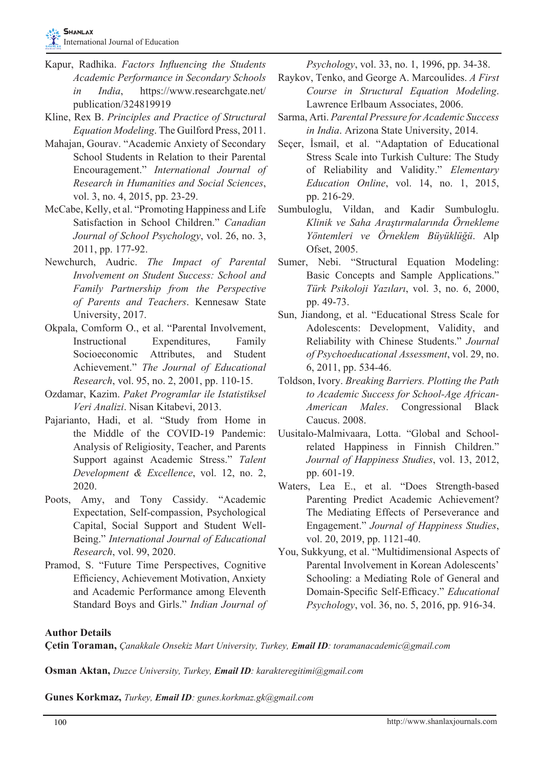Kapur, Radhika. *Factors Influencing the Students Academic Performance in Secondary Schools in India*, https://www.researchgate.net/publication/324819919

Kline, Rex B. *Principles and Practice of Structural Equation Modeling*. The Guilford Press, 2011.

Mahajan, Gourav. "Academic Anxiety of Secondary School Students in Relation to their Parental Encouragement." *International Journal of Research in Humanities and Social Sciences*, vol. 3, no. 4, 2015, pp. 23-29.

McCabe, Kelly, et al. "Promoting Happiness and Life Satisfaction in School Children." *Canadian Journal of School Psychology*, vol. 26, no. 3, 2011, pp. 177-92.

Newchurch, Audric. *The Impact of Parental Involvement on Student Success: School and Family Partnership from the Perspective of Parents and Teachers*. Kennesaw State University, 2017.

Okpala, Comform O., et al. "Parental Involvement, Instructional Expenditures, Family Socioeconomic Attributes, and Student Achievement." *The Journal of Educational Research*, vol. 95, no. 2, 2001, pp. 110-15.

Ozdamar, Kazim. *Paket Programlar ile Istatistiksel Veri Analizi*. Nisan Kitabevi, 2013.

Pajarianto, Hadi, et al. "Study from Home in the Middle of the COVID-19 Pandemic: Analysis of Religiosity, Teacher, and Parents Support against Academic Stress." *Talent Development & Excellence*, vol. 12, no. 2, 2020.

Poots, Amy, and Tony Cassidy. "Academic Expectation, Self-compassion, Psychological Capital, Social Support and Student Well-Being." *International Journal of Educational Research*, vol. 99, 2020.

Pramod, S. "Future Time Perspectives, Cognitive Efficiency, Achievement Motivation, Anxiety and Academic Performance among Eleventh Standard Boys and Girls." *Indian Journal of Psychology*, vol. 33, no. 1, 1996, pp. 34-38.

Raykov, Tenko, and George A. Marcoulides. *A First Course in Structural Equation Modeling*. Lawrence Erlbaum Associates, 2006.

Sarma, Arti. *Parental Pressure for Academic Success in India*. Arizona State University, 2014.

Seçer, İsmail, et al. "Adaptation of Educational Stress Scale into Turkish Culture: The Study of Reliability and Validity." *Elementary Education Online*, vol. 14, no. 1, 2015, pp. 216-29.

Sumbuloglu, Vildan, and Kadir Sumbuloglu. *Klinik ve Saha Araştırmalarında Örnekleme Yöntemleri ve Örneklem Büyüklüğü*. Alp Ofset, 2005.

Sumer, Nebi. "Structural Equation Modeling: Basic Concepts and Sample Applications." *Türk Psikoloji Yazıları*, vol. 3, no. 6, 2000, pp. 49-73.

Sun, Jiandong, et al. "Educational Stress Scale for Adolescents: Development, Validity, and Reliability with Chinese Students." *Journal of Psychoeducational Assessment*, vol. 29, no. 6, 2011, pp. 534-46.

Toldson, Ivory. *Breaking Barriers. Plotting the Path to Academic Success for School-Age African-American Males*. Congressional Black Caucus. 2008.

Uusitalo-Malmivaara, Lotta. "Global and School-related Happiness in Finnish Children." *Journal of Happiness Studies*, vol. 13, 2012, pp. 601-19.

Waters, Lea E., et al. "Does Strength-based Parenting Predict Academic Achievement? The Mediating Effects of Perseverance and Engagement." *Journal of Happiness Studies*, vol. 20, 2019, pp. 1121-40.

You, Sukkyung, et al. "Multidimensional Aspects of Parental Involvement in Korean Adolescents' Schooling: a Mediating Role of General and Domain-Specific Self-Efficacy." *Educational Psychology*, vol. 36, no. 5, 2016, pp. 916-34.

## Author Details

**Çetin Toraman,** *Çanakkale Onsekiz Mart University, Turkey,* ***Email ID****: toramanacademic@gmail.com*

**Osman Aktan,** *Duzce University, Turkey,* ***Email ID****: karakteregitimi@gmail.com*

**Gunes Korkmaz,** *Turkey,* ***Email ID****: gunes.korkmaz.gk@gmail.com*